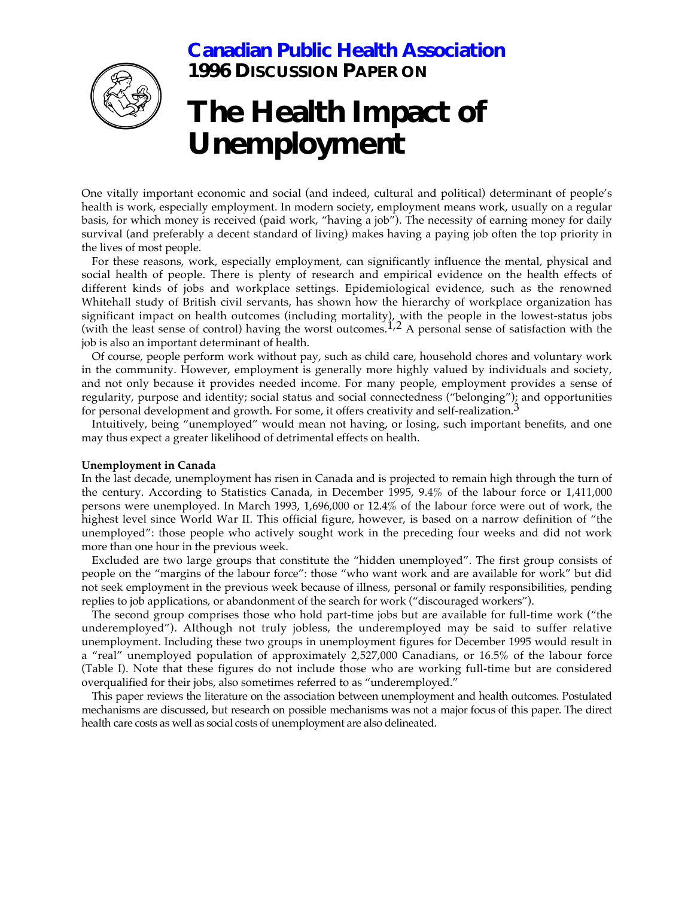**Canadian Public Health Association**

**1996 DISCUSSION PAPER ON**

# The Health Impact of Unemployment

One vitally important economic and social (and indeed, cultural and political) determinant of people's health is work, especially employment. In modern society, employment means work, usually on a regular basis, for which money is received (paid work, "having a job"). The necessity of earning money for daily survival (and preferably a decent standard of living) makes having a paying job often the top priority in the lives of most people.

For these reasons, work, especially employment, can significantly influence the mental, physical and social health of people. There is plenty of research and empirical evidence on the health effects of different kinds of jobs and workplace settings. Epidemiological evidence, such as the renowned Whitehall study of British civil servants, has shown how the hierarchy of workplace organization has significant impact on health outcomes (including mortality), with the people in the lowest-status jobs (with the least sense of control) having the worst outcomes.[1,2] A personal sense of satisfaction with the job is also an important determinant of health.

Of course, people perform work without pay, such as child care, household chores and voluntary work in the community. However, employment is generally more highly valued by individuals and society, and not only because it provides needed income. For many people, employment provides a sense of regularity, purpose and identity; social status and social connectedness ("belonging"); and opportunities for personal development and growth. For some, it offers creativity and self-realization.[3]

Intuitively, being "unemployed" would mean not having, or losing, such important benefits, and one may thus expect a greater likelihood of detrimental effects on health.

**Unemployment in Canada**

In the last decade, unemployment has risen in Canada and is projected to remain high through the turn of the century. According to Statistics Canada, in December 1995, 9.4% of the labour force or 1,411,000 persons were unemployed. In March 1993, 1,696,000 or 12.4% of the labour force were out of work, the highest level since World War II. This official figure, however, is based on a narrow definition of "the unemployed": those people who actively sought work in the preceding four weeks and did not work more than one hour in the previous week.

Excluded are two large groups that constitute the "hidden unemployed". The first group consists of people on the "margins of the labour force": those "who want work and are available for work" but did not seek employment in the previous week because of illness, personal or family responsibilities, pending replies to job applications, or abandonment of the search for work ("discouraged workers").

The second group comprises those who hold part-time jobs but are available for full-time work ("the underemployed"). Although not truly jobless, the underemployed may be said to suffer relative unemployment. Including these two groups in unemployment figures for December 1995 would result in a "real" unemployed population of approximately 2,527,000 Canadians, or 16.5% of the labour force (Table I). Note that these figures do not include those who are working full-time but are considered overqualified for their jobs, also sometimes referred to as "underemployed."

This paper reviews the literature on the association between unemployment and health outcomes. Postulated mechanisms are discussed, but research on possible mechanisms was not a major focus of this paper. The direct health care costs as well as social costs of unemployment are also delineated.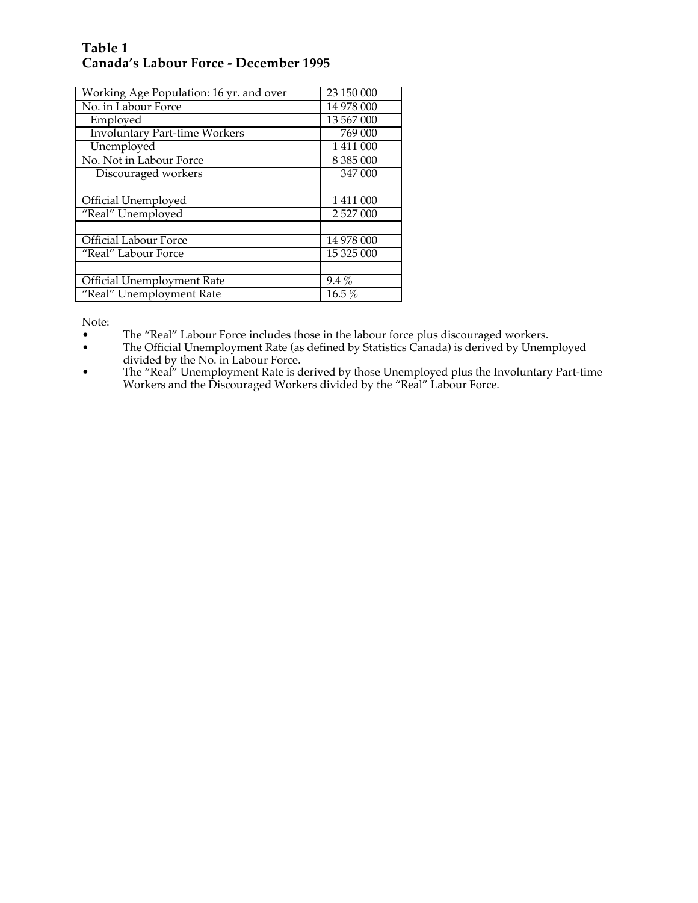**Table 1**
**Canada's Labour Force - December 1995**

| Working Age Population: 16 yr. and over | 23 150 000 |
|---|---|
| No. in Labour Force | 14 978 000 |
| Employed | 13 567 000 |
| Involuntary Part-time Workers | 769 000 |
| Unemployed | 1 411 000 |
| No. Not in Labour Force | 8 385 000 |
| Discouraged workers | 347 000 |
| | |
| Official Unemployed | 1 411 000 |
| "Real" Unemployed | 2 527 000 |
| | |
| Official Labour Force | 14 978 000 |
| "Real" Labour Force | 15 325 000 |
| | |
| Official Unemployment Rate | 9.4 % |
| "Real" Unemployment Rate | 16.5 % |

Note:

- The "Real" Labour Force includes those in the labour force plus discouraged workers.
- The Official Unemployment Rate (as defined by Statistics Canada) is derived by Unemployed divided by the No. in Labour Force.
- The "Real" Unemployment Rate is derived by those Unemployed plus the Involuntary Part-time Workers and the Discouraged Workers divided by the "Real" Labour Force.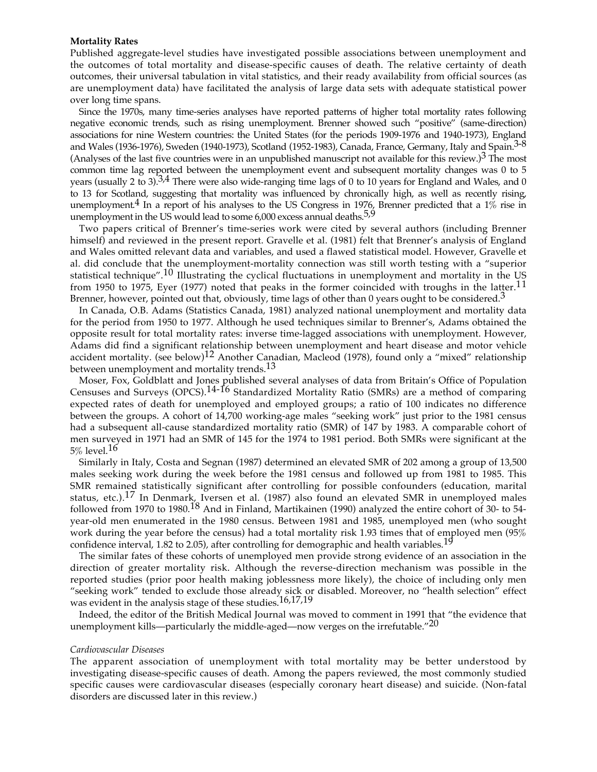**Mortality Rates**

Published aggregate-level studies have investigated possible associations between unemployment and the outcomes of total mortality and disease-specific causes of death. The relative certainty of death outcomes, their universal tabulation in vital statistics, and their ready availability from official sources (as are unemployment data) have facilitated the analysis of large data sets with adequate statistical power over long time spans.

Since the 1970s, many time-series analyses have reported patterns of higher total mortality rates following negative economic trends, such as rising unemployment. Brenner showed such "positive" (same-direction) associations for nine Western countries: the United States (for the periods 1909-1976 and 1940-1973), England and Wales (1936-1976), Sweden (1940-1973), Scotland (1952-1983), Canada, France, Germany, Italy and Spain.[3-8] (Analyses of the last five countries were in an unpublished manuscript not available for this review.)[3] The most common time lag reported between the unemployment event and subsequent mortality changes was 0 to 5 years (usually 2 to 3).[3,4] There were also wide-ranging time lags of 0 to 10 years for England and Wales, and 0 to 13 for Scotland, suggesting that mortality was influenced by chronically high, as well as recently rising, unemployment.[4] In a report of his analyses to the US Congress in 1976, Brenner predicted that a 1% rise in unemployment in the US would lead to some 6,000 excess annual deaths.[5,9]

Two papers critical of Brenner's time-series work were cited by several authors (including Brenner himself) and reviewed in the present report. Gravelle et al. (1981) felt that Brenner's analysis of England and Wales omitted relevant data and variables, and used a flawed statistical model. However, Gravelle et al. did conclude that the unemployment-mortality connection was still worth testing with a "superior statistical technique".[10] Illustrating the cyclical fluctuations in unemployment and mortality in the US from 1950 to 1975, Eyer (1977) noted that peaks in the former coincided with troughs in the latter.[11] Brenner, however, pointed out that, obviously, time lags of other than 0 years ought to be considered.[3]

In Canada, O.B. Adams (Statistics Canada, 1981) analyzed national unemployment and mortality data for the period from 1950 to 1977. Although he used techniques similar to Brenner's, Adams obtained the opposite result for total mortality rates: inverse time-lagged associations with unemployment. However, Adams did find a significant relationship between unemployment and heart disease and motor vehicle accident mortality. (see below)[12] Another Canadian, Macleod (1978), found only a "mixed" relationship between unemployment and mortality trends.[13]

Moser, Fox, Goldblatt and Jones published several analyses of data from Britain's Office of Population Censuses and Surveys (OPCS).[14-16] Standardized Mortality Ratio (SMRs) are a method of comparing expected rates of death for unemployed and employed groups; a ratio of 100 indicates no difference between the groups. A cohort of 14,700 working-age males "seeking work" just prior to the 1981 census had a subsequent all-cause standardized mortality ratio (SMR) of 147 by 1983. A comparable cohort of men surveyed in 1971 had an SMR of 145 for the 1974 to 1981 period. Both SMRs were significant at the 5% level.[16]

Similarly in Italy, Costa and Segnan (1987) determined an elevated SMR of 202 among a group of 13,500 males seeking work during the week before the 1981 census and followed up from 1981 to 1985. This SMR remained statistically significant after controlling for possible confounders (education, marital status, etc.).[17] In Denmark, Iversen et al. (1987) also found an elevated SMR in unemployed males followed from 1970 to 1980.[18] And in Finland, Martikainen (1990) analyzed the entire cohort of 30- to 54-year-old men enumerated in the 1980 census. Between 1981 and 1985, unemployed men (who sought work during the year before the census) had a total mortality risk 1.93 times that of employed men (95% confidence interval, 1.82 to 2.05), after controlling for demographic and health variables.[19]

The similar fates of these cohorts of unemployed men provide strong evidence of an association in the direction of greater mortality risk. Although the reverse-direction mechanism was possible in the reported studies (prior poor health making joblessness more likely), the choice of including only men "seeking work" tended to exclude those already sick or disabled. Moreover, no "health selection" effect was evident in the analysis stage of these studies.[16,17,19]

Indeed, the editor of the British Medical Journal was moved to comment in 1991 that "the evidence that unemployment kills—particularly the middle-aged—now verges on the irrefutable."[20]

*Cardiovascular Diseases*

The apparent association of unemployment with total mortality may be better understood by investigating disease-specific causes of death. Among the papers reviewed, the most commonly studied specific causes were cardiovascular diseases (especially coronary heart disease) and suicide. (Non-fatal disorders are discussed later in this review.)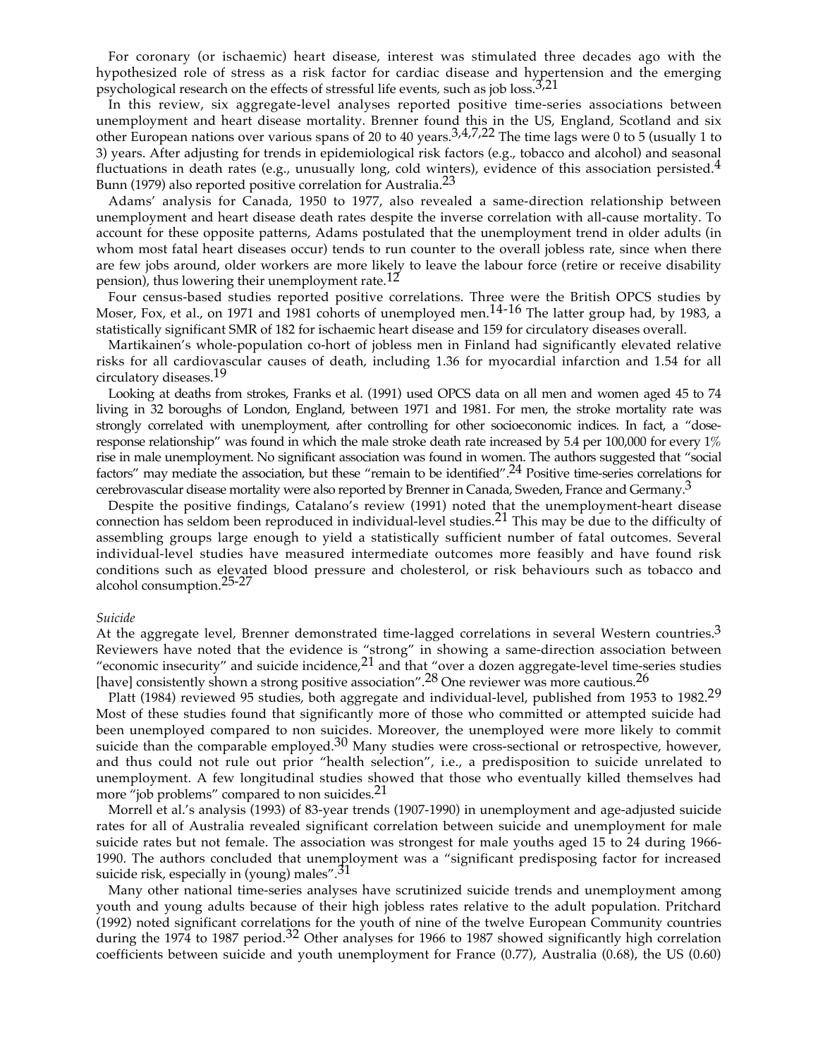For coronary (or ischaemic) heart disease, interest was stimulated three decades ago with the hypothesized role of stress as a risk factor for cardiac disease and hypertension and the emerging psychological research on the effects of stressful life events, such as job loss.[3,21]

In this review, six aggregate-level analyses reported positive time-series associations between unemployment and heart disease mortality. Brenner found this in the US, England, Scotland and six other European nations over various spans of 20 to 40 years.[3,4,7,22] The time lags were 0 to 5 (usually 1 to 3) years. After adjusting for trends in epidemiological risk factors (e.g., tobacco and alcohol) and seasonal fluctuations in death rates (e.g., unusually long, cold winters), evidence of this association persisted.[4] Bunn (1979) also reported positive correlation for Australia.[23]

Adams' analysis for Canada, 1950 to 1977, also revealed a same-direction relationship between unemployment and heart disease death rates despite the inverse correlation with all-cause mortality. To account for these opposite patterns, Adams postulated that the unemployment trend in older adults (in whom most fatal heart diseases occur) tends to run counter to the overall jobless rate, since when there are few jobs around, older workers are more likely to leave the labour force (retire or receive disability pension), thus lowering their unemployment rate.[12]

Four census-based studies reported positive correlations. Three were the British OPCS studies by Moser, Fox, et al., on 1971 and 1981 cohorts of unemployed men.[14-16] The latter group had, by 1983, a statistically significant SMR of 182 for ischaemic heart disease and 159 for circulatory diseases overall.

Martikainen's whole-population co-hort of jobless men in Finland had significantly elevated relative risks for all cardiovascular causes of death, including 1.36 for myocardial infarction and 1.54 for all circulatory diseases.[19]

Looking at deaths from strokes, Franks et al. (1991) used OPCS data on all men and women aged 45 to 74 living in 32 boroughs of London, England, between 1971 and 1981. For men, the stroke mortality rate was strongly correlated with unemployment, after controlling for other socioeconomic indices. In fact, a "dose-response relationship" was found in which the male stroke death rate increased by 5.4 per 100,000 for every 1% rise in male unemployment. No significant association was found in women. The authors suggested that "social factors" may mediate the association, but these "remain to be identified".[24] Positive time-series correlations for cerebrovascular disease mortality were also reported by Brenner in Canada, Sweden, France and Germany.[3]

Despite the positive findings, Catalano's review (1991) noted that the unemployment-heart disease connection has seldom been reproduced in individual-level studies.[21] This may be due to the difficulty of assembling groups large enough to yield a statistically sufficient number of fatal outcomes. Several individual-level studies have measured intermediate outcomes more feasibly and have found risk conditions such as elevated blood pressure and cholesterol, or risk behaviours such as tobacco and alcohol consumption.[25-27]

*Suicide*

At the aggregate level, Brenner demonstrated time-lagged correlations in several Western countries.[3] Reviewers have noted that the evidence is "strong" in showing a same-direction association between "economic insecurity" and suicide incidence,[21] and that "over a dozen aggregate-level time-series studies [have] consistently shown a strong positive association".[28] One reviewer was more cautious.[26]

Platt (1984) reviewed 95 studies, both aggregate and individual-level, published from 1953 to 1982.[29] Most of these studies found that significantly more of those who committed or attempted suicide had been unemployed compared to non suicides. Moreover, the unemployed were more likely to commit suicide than the comparable employed.[30] Many studies were cross-sectional or retrospective, however, and thus could not rule out prior "health selection", i.e., a predisposition to suicide unrelated to unemployment. A few longitudinal studies showed that those who eventually killed themselves had more "job problems" compared to non suicides.[21]

Morrell et al.'s analysis (1993) of 83-year trends (1907-1990) in unemployment and age-adjusted suicide rates for all of Australia revealed significant correlation between suicide and unemployment for male suicide rates but not female. The association was strongest for male youths aged 15 to 24 during 1966-1990. The authors concluded that unemployment was a "significant predisposing factor for increased suicide risk, especially in (young) males".[31]

Many other national time-series analyses have scrutinized suicide trends and unemployment among youth and young adults because of their high jobless rates relative to the adult population. Pritchard (1992) noted significant correlations for the youth of nine of the twelve European Community countries during the 1974 to 1987 period.[32] Other analyses for 1966 to 1987 showed significantly high correlation coefficients between suicide and youth unemployment for France (0.77), Australia (0.68), the US (0.60)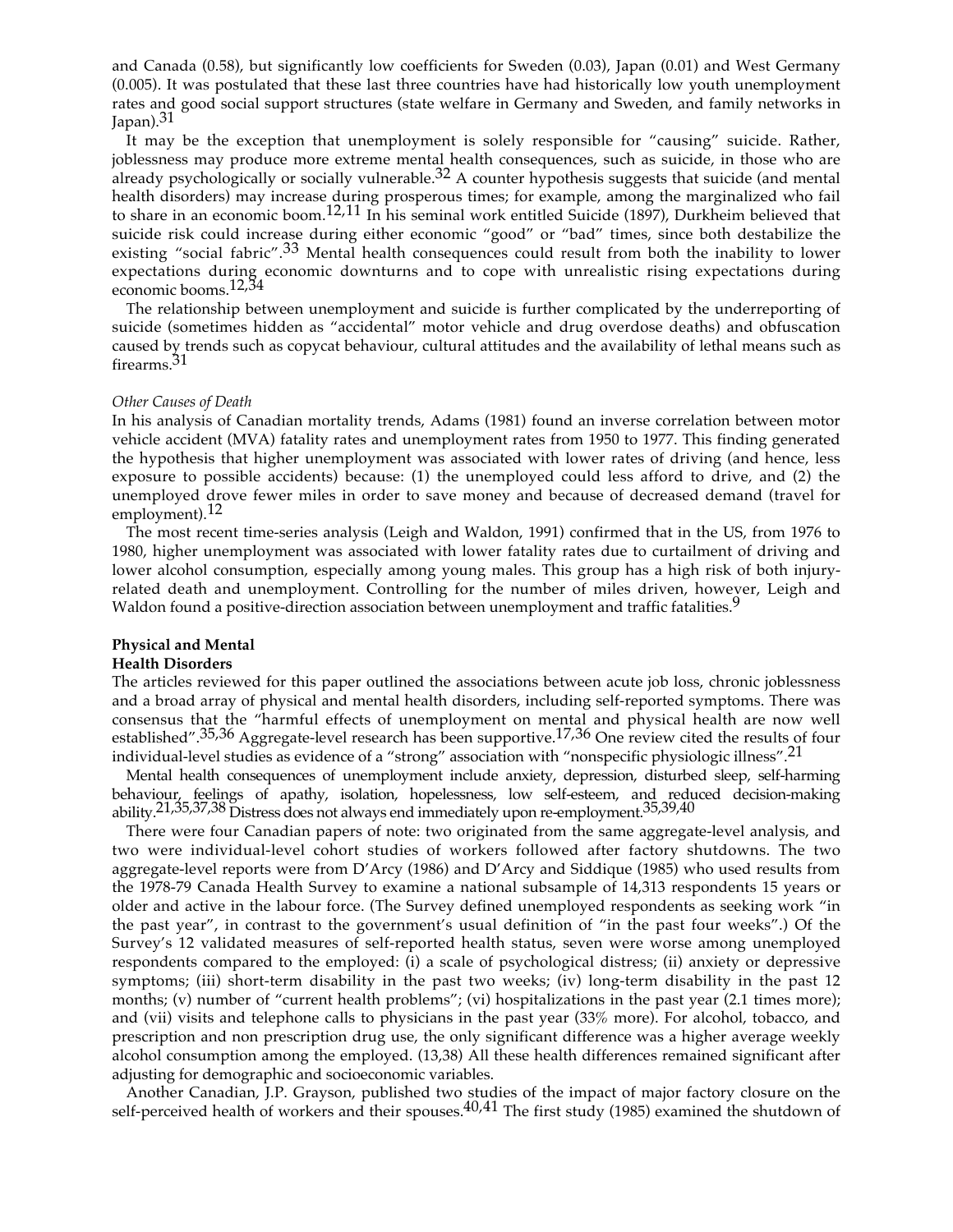and Canada (0.58), but significantly low coefficients for Sweden (0.03), Japan (0.01) and West Germany (0.005). It was postulated that these last three countries have had historically low youth unemployment rates and good social support structures (state welfare in Germany and Sweden, and family networks in Japan).[31]

It may be the exception that unemployment is solely responsible for "causing" suicide. Rather, joblessness may produce more extreme mental health consequences, such as suicide, in those who are already psychologically or socially vulnerable.[32] A counter hypothesis suggests that suicide (and mental health disorders) may increase during prosperous times; for example, among the marginalized who fail to share in an economic boom.[12,11] In his seminal work entitled Suicide (1897), Durkheim believed that suicide risk could increase during either economic "good" or "bad" times, since both destabilize the existing "social fabric".[33] Mental health consequences could result from both the inability to lower expectations during economic downturns and to cope with unrealistic rising expectations during economic booms.[12,34]

The relationship between unemployment and suicide is further complicated by the underreporting of suicide (sometimes hidden as "accidental" motor vehicle and drug overdose deaths) and obfuscation caused by trends such as copycat behaviour, cultural attitudes and the availability of lethal means such as firearms.[31]

*Other Causes of Death*

In his analysis of Canadian mortality trends, Adams (1981) found an inverse correlation between motor vehicle accident (MVA) fatality rates and unemployment rates from 1950 to 1977. This finding generated the hypothesis that higher unemployment was associated with lower rates of driving (and hence, less exposure to possible accidents) because: (1) the unemployed could less afford to drive, and (2) the unemployed drove fewer miles in order to save money and because of decreased demand (travel for employment).[12]

The most recent time-series analysis (Leigh and Waldon, 1991) confirmed that in the US, from 1976 to 1980, higher unemployment was associated with lower fatality rates due to curtailment of driving and lower alcohol consumption, especially among young males. This group has a high risk of both injury-related death and unemployment. Controlling for the number of miles driven, however, Leigh and Waldon found a positive-direction association between unemployment and traffic fatalities.[9]

**Physical and Mental Health Disorders**

The articles reviewed for this paper outlined the associations between acute job loss, chronic joblessness and a broad array of physical and mental health disorders, including self-reported symptoms. There was consensus that the "harmful effects of unemployment on mental and physical health are now well established".[35,36] Aggregate-level research has been supportive.[17,36] One review cited the results of four individual-level studies as evidence of a "strong" association with "nonspecific physiologic illness".[21]

Mental health consequences of unemployment include anxiety, depression, disturbed sleep, self-harming behaviour, feelings of apathy, isolation, hopelessness, low self-esteem, and reduced decision-making ability.[21,35,37,38] Distress does not always end immediately upon re-employment.[35,39,40]

There were four Canadian papers of note: two originated from the same aggregate-level analysis, and two were individual-level cohort studies of workers followed after factory shutdowns. The two aggregate-level reports were from D'Arcy (1986) and D'Arcy and Siddique (1985) who used results from the 1978-79 Canada Health Survey to examine a national subsample of 14,313 respondents 15 years or older and active in the labour force. (The Survey defined unemployed respondents as seeking work "in the past year", in contrast to the government's usual definition of "in the past four weeks".) Of the Survey's 12 validated measures of self-reported health status, seven were worse among unemployed respondents compared to the employed: (i) a scale of psychological distress; (ii) anxiety or depressive symptoms; (iii) short-term disability in the past two weeks; (iv) long-term disability in the past 12 months; (v) number of "current health problems"; (vi) hospitalizations in the past year (2.1 times more); and (vii) visits and telephone calls to physicians in the past year (33% more). For alcohol, tobacco, and prescription and non prescription drug use, the only significant difference was a higher average weekly alcohol consumption among the employed. (13,38) All these health differences remained significant after adjusting for demographic and socioeconomic variables.

Another Canadian, J.P. Grayson, published two studies of the impact of major factory closure on the self-perceived health of workers and their spouses.[40,41] The first study (1985) examined the shutdown of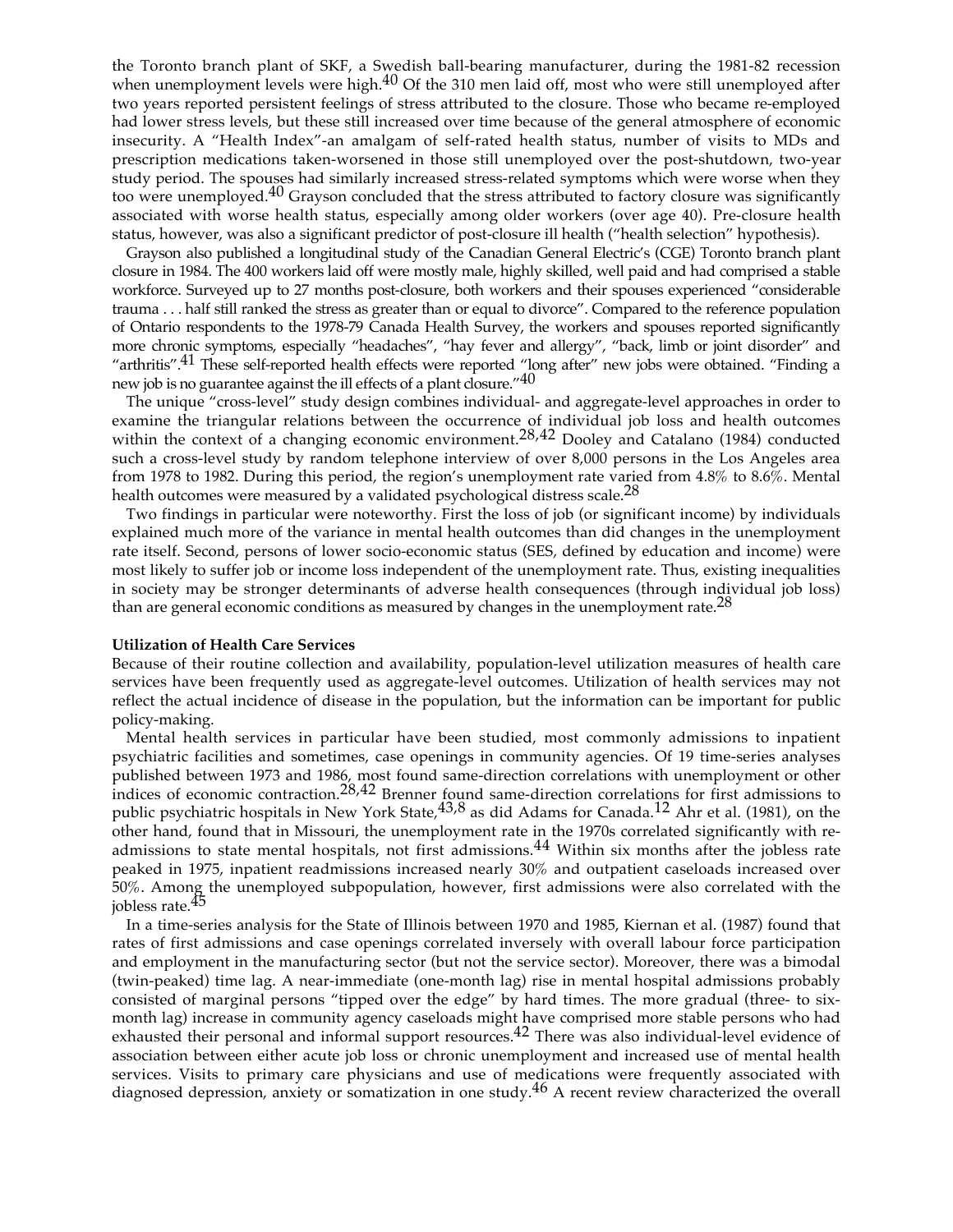the Toronto branch plant of SKF, a Swedish ball-bearing manufacturer, during the 1981-82 recession when unemployment levels were high.[40] Of the 310 men laid off, most who were still unemployed after two years reported persistent feelings of stress attributed to the closure. Those who became re-employed had lower stress levels, but these still increased over time because of the general atmosphere of economic insecurity. A "Health Index"-an amalgam of self-rated health status, number of visits to MDs and prescription medications taken-worsened in those still unemployed over the post-shutdown, two-year study period. The spouses had similarly increased stress-related symptoms which were worse when they too were unemployed.[40] Grayson concluded that the stress attributed to factory closure was significantly associated with worse health status, especially among older workers (over age 40). Pre-closure health status, however, was also a significant predictor of post-closure ill health ("health selection" hypothesis).

Grayson also published a longitudinal study of the Canadian General Electric's (CGE) Toronto branch plant closure in 1984. The 400 workers laid off were mostly male, highly skilled, well paid and had comprised a stable workforce. Surveyed up to 27 months post-closure, both workers and their spouses experienced "considerable trauma . . . half still ranked the stress as greater than or equal to divorce". Compared to the reference population of Ontario respondents to the 1978-79 Canada Health Survey, the workers and spouses reported significantly more chronic symptoms, especially "headaches", "hay fever and allergy", "back, limb or joint disorder" and "arthritis".[41] These self-reported health effects were reported "long after" new jobs were obtained. "Finding a new job is no guarantee against the ill effects of a plant closure."[40]

The unique "cross-level" study design combines individual- and aggregate-level approaches in order to examine the triangular relations between the occurrence of individual job loss and health outcomes within the context of a changing economic environment.[28,42] Dooley and Catalano (1984) conducted such a cross-level study by random telephone interview of over 8,000 persons in the Los Angeles area from 1978 to 1982. During this period, the region's unemployment rate varied from 4.8% to 8.6%. Mental health outcomes were measured by a validated psychological distress scale.[28]

Two findings in particular were noteworthy. First the loss of job (or significant income) by individuals explained much more of the variance in mental health outcomes than did changes in the unemployment rate itself. Second, persons of lower socio-economic status (SES, defined by education and income) were most likely to suffer job or income loss independent of the unemployment rate. Thus, existing inequalities in society may be stronger determinants of adverse health consequences (through individual job loss) than are general economic conditions as measured by changes in the unemployment rate.[28]

**Utilization of Health Care Services**

Because of their routine collection and availability, population-level utilization measures of health care services have been frequently used as aggregate-level outcomes. Utilization of health services may not reflect the actual incidence of disease in the population, but the information can be important for public policy-making.

Mental health services in particular have been studied, most commonly admissions to inpatient psychiatric facilities and sometimes, case openings in community agencies. Of 19 time-series analyses published between 1973 and 1986, most found same-direction correlations with unemployment or other indices of economic contraction.[28,42] Brenner found same-direction correlations for first admissions to public psychiatric hospitals in New York State,[43,8] as did Adams for Canada.[12] Ahr et al. (1981), on the other hand, found that in Missouri, the unemployment rate in the 1970s correlated significantly with re-admissions to state mental hospitals, not first admissions.[44] Within six months after the jobless rate peaked in 1975, inpatient readmissions increased nearly 30% and outpatient caseloads increased over 50%. Among the unemployed subpopulation, however, first admissions were also correlated with the jobless rate.[45]

In a time-series analysis for the State of Illinois between 1970 and 1985, Kiernan et al. (1987) found that rates of first admissions and case openings correlated inversely with overall labour force participation and employment in the manufacturing sector (but not the service sector). Moreover, there was a bimodal (twin-peaked) time lag. A near-immediate (one-month lag) rise in mental hospital admissions probably consisted of marginal persons "tipped over the edge" by hard times. The more gradual (three- to six-month lag) increase in community agency caseloads might have comprised more stable persons who had exhausted their personal and informal support resources.[42] There was also individual-level evidence of association between either acute job loss or chronic unemployment and increased use of mental health services. Visits to primary care physicians and use of medications were frequently associated with diagnosed depression, anxiety or somatization in one study.[46] A recent review characterized the overall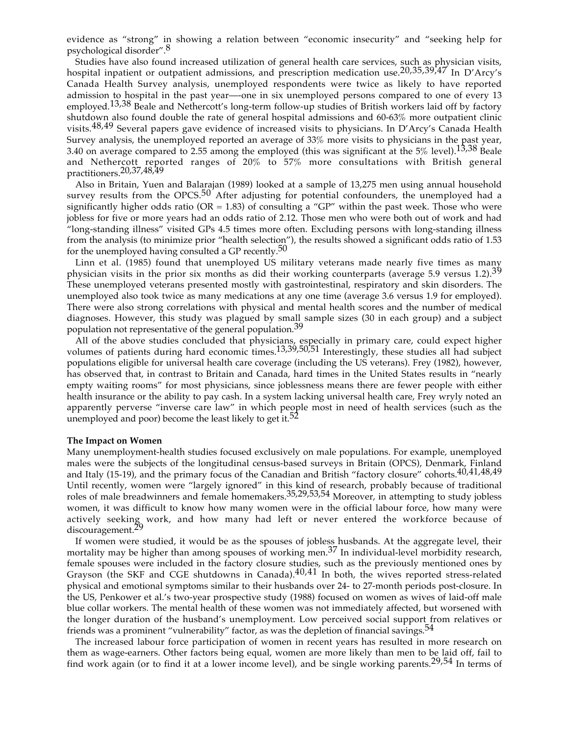evidence as "strong" in showing a relation between "economic insecurity" and "seeking help for psychological disorder".[8]

Studies have also found increased utilization of general health care services, such as physician visits, hospital inpatient or outpatient admissions, and prescription medication use.[20,35,39,47] In D'Arcy's Canada Health Survey analysis, unemployed respondents were twice as likely to have reported admission to hospital in the past year—-one in six unemployed persons compared to one of every 13 employed.[13,38] Beale and Nethercott's long-term follow-up studies of British workers laid off by factory shutdown also found double the rate of general hospital admissions and 60-63% more outpatient clinic visits.[48,49] Several papers gave evidence of increased visits to physicians. In D'Arcy's Canada Health Survey analysis, the unemployed reported an average of 33% more visits to physicians in the past year, 3.40 on average compared to 2.55 among the employed (this was significant at the 5% level).[13,38] Beale and Nethercott reported ranges of 20% to 57% more consultations with British general practitioners.[20,37,48,49]

Also in Britain, Yuen and Balarajan (1989) looked at a sample of 13,275 men using annual household survey results from the OPCS.[50] After adjusting for potential confounders, the unemployed had a significantly higher odds ratio (OR = 1.83) of consulting a "GP" within the past week. Those who were jobless for five or more years had an odds ratio of 2.12. Those men who were both out of work and had "long-standing illness" visited GPs 4.5 times more often. Excluding persons with long-standing illness from the analysis (to minimize prior "health selection"), the results showed a significant odds ratio of 1.53 for the unemployed having consulted a GP recently.[50]

Linn et al. (1985) found that unemployed US military veterans made nearly five times as many physician visits in the prior six months as did their working counterparts (average 5.9 versus 1.2).[39] These unemployed veterans presented mostly with gastrointestinal, respiratory and skin disorders. The unemployed also took twice as many medications at any one time (average 3.6 versus 1.9 for employed). There were also strong correlations with physical and mental health scores and the number of medical diagnoses. However, this study was plagued by small sample sizes (30 in each group) and a subject population not representative of the general population.[39]

All of the above studies concluded that physicians, especially in primary care, could expect higher volumes of patients during hard economic times.[13,39,50,51] Interestingly, these studies all had subject populations eligible for universal health care coverage (including the US veterans). Frey (1982), however, has observed that, in contrast to Britain and Canada, hard times in the United States results in "nearly empty waiting rooms" for most physicians, since joblessness means there are fewer people with either health insurance or the ability to pay cash. In a system lacking universal health care, Frey wryly noted an apparently perverse "inverse care law" in which people most in need of health services (such as the unemployed and poor) become the least likely to get it.[52]

**The Impact on Women**

Many unemployment-health studies focused exclusively on male populations. For example, unemployed males were the subjects of the longitudinal census-based surveys in Britain (OPCS), Denmark, Finland and Italy (15-19), and the primary focus of the Canadian and British "factory closure" cohorts.[40,41,48,49] Until recently, women were "largely ignored" in this kind of research, probably because of traditional roles of male breadwinners and female homemakers.[35,29,53,54] Moreover, in attempting to study jobless women, it was difficult to know how many women were in the official labour force, how many were actively seeking work, and how many had left or never entered the workforce because of discouragement.[29]

If women were studied, it would be as the spouses of jobless husbands. At the aggregate level, their mortality may be higher than among spouses of working men.[37] In individual-level morbidity research, female spouses were included in the factory closure studies, such as the previously mentioned ones by Grayson (the SKF and CGE shutdowns in Canada).[40,41] In both, the wives reported stress-related physical and emotional symptoms similar to their husbands over 24- to 27-month periods post-closure. In the US, Penkower et al.'s two-year prospective study (1988) focused on women as wives of laid-off male blue collar workers. The mental health of these women was not immediately affected, but worsened with the longer duration of the husband's unemployment. Low perceived social support from relatives or friends was a prominent "vulnerability" factor, as was the depletion of financial savings.[54]

The increased labour force participation of women in recent years has resulted in more research on them as wage-earners. Other factors being equal, women are more likely than men to be laid off, fail to find work again (or to find it at a lower income level), and be single working parents.[29,54] In terms of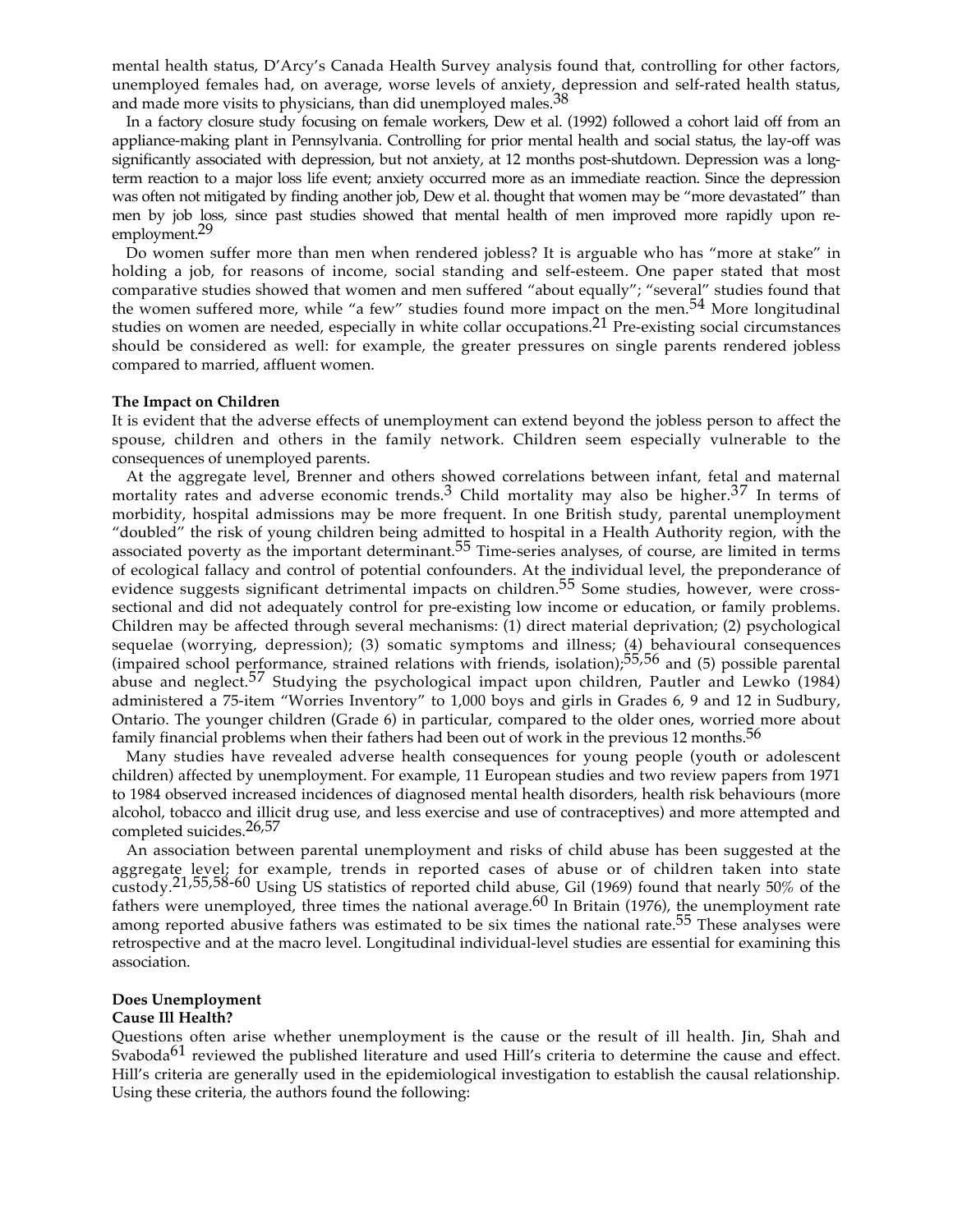mental health status, D'Arcy's Canada Health Survey analysis found that, controlling for other factors, unemployed females had, on average, worse levels of anxiety, depression and self-rated health status, and made more visits to physicians, than did unemployed males.[38]

In a factory closure study focusing on female workers, Dew et al. (1992) followed a cohort laid off from an appliance-making plant in Pennsylvania. Controlling for prior mental health and social status, the lay-off was significantly associated with depression, but not anxiety, at 12 months post-shutdown. Depression was a long-term reaction to a major loss life event; anxiety occurred more as an immediate reaction. Since the depression was often not mitigated by finding another job, Dew et al. thought that women may be "more devastated" than men by job loss, since past studies showed that mental health of men improved more rapidly upon re-employment.[29]

Do women suffer more than men when rendered jobless? It is arguable who has "more at stake" in holding a job, for reasons of income, social standing and self-esteem. One paper stated that most comparative studies showed that women and men suffered "about equally"; "several" studies found that the women suffered more, while "a few" studies found more impact on the men.[54] More longitudinal studies on women are needed, especially in white collar occupations.[21] Pre-existing social circumstances should be considered as well: for example, the greater pressures on single parents rendered jobless compared to married, affluent women.

**The Impact on Children**

It is evident that the adverse effects of unemployment can extend beyond the jobless person to affect the spouse, children and others in the family network. Children seem especially vulnerable to the consequences of unemployed parents.

At the aggregate level, Brenner and others showed correlations between infant, fetal and maternal mortality rates and adverse economic trends.[3] Child mortality may also be higher.[37] In terms of morbidity, hospital admissions may be more frequent. In one British study, parental unemployment "doubled" the risk of young children being admitted to hospital in a Health Authority region, with the associated poverty as the important determinant.[55] Time-series analyses, of course, are limited in terms of ecological fallacy and control of potential confounders. At the individual level, the preponderance of evidence suggests significant detrimental impacts on children.[55] Some studies, however, were cross-sectional and did not adequately control for pre-existing low income or education, or family problems. Children may be affected through several mechanisms: (1) direct material deprivation; (2) psychological sequelae (worrying, depression); (3) somatic symptoms and illness; (4) behavioural consequences (impaired school performance, strained relations with friends, isolation);[55,56] and (5) possible parental abuse and neglect.[57] Studying the psychological impact upon children, Pautler and Lewko (1984) administered a 75-item "Worries Inventory" to 1,000 boys and girls in Grades 6, 9 and 12 in Sudbury, Ontario. The younger children (Grade 6) in particular, compared to the older ones, worried more about family financial problems when their fathers had been out of work in the previous 12 months.[56]

Many studies have revealed adverse health consequences for young people (youth or adolescent children) affected by unemployment. For example, 11 European studies and two review papers from 1971 to 1984 observed increased incidences of diagnosed mental health disorders, health risk behaviours (more alcohol, tobacco and illicit drug use, and less exercise and use of contraceptives) and more attempted and completed suicides.[26,57]

An association between parental unemployment and risks of child abuse has been suggested at the aggregate level; for example, trends in reported cases of abuse or of children taken into state custody.[21,55,58-60] Using US statistics of reported child abuse, Gil (1969) found that nearly 50% of the fathers were unemployed, three times the national average.[60] In Britain (1976), the unemployment rate among reported abusive fathers was estimated to be six times the national rate.[55] These analyses were retrospective and at the macro level. Longitudinal individual-level studies are essential for examining this association.

**Does Unemployment Cause Ill Health?**

Questions often arise whether unemployment is the cause or the result of ill health. Jin, Shah and Svaboda[61] reviewed the published literature and used Hill's criteria to determine the cause and effect. Hill's criteria are generally used in the epidemiological investigation to establish the causal relationship. Using these criteria, the authors found the following: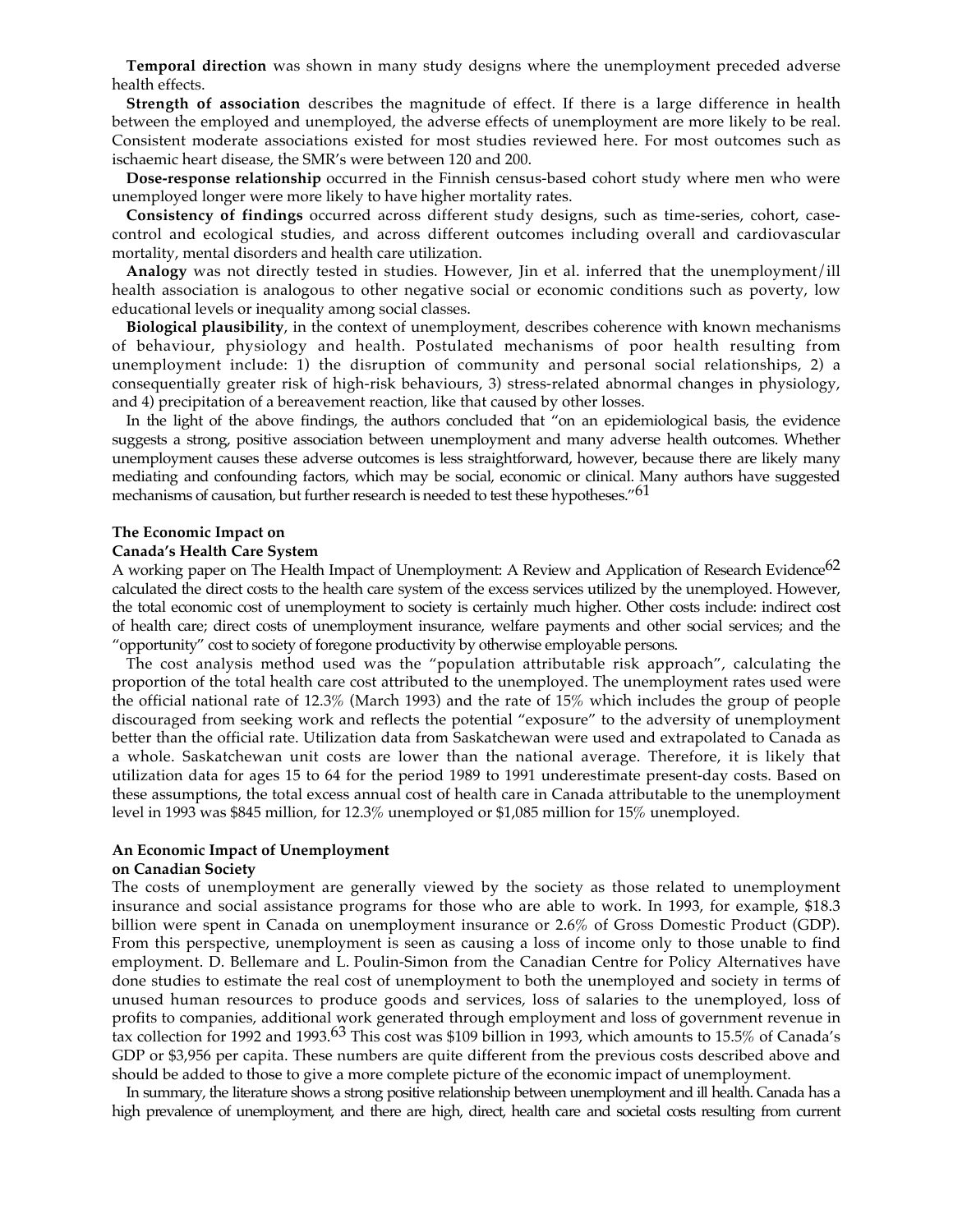**Temporal direction** was shown in many study designs where the unemployment preceded adverse health effects.

**Strength of association** describes the magnitude of effect. If there is a large difference in health between the employed and unemployed, the adverse effects of unemployment are more likely to be real. Consistent moderate associations existed for most studies reviewed here. For most outcomes such as ischaemic heart disease, the SMR's were between 120 and 200.

**Dose-response relationship** occurred in the Finnish census-based cohort study where men who were unemployed longer were more likely to have higher mortality rates.

**Consistency of findings** occurred across different study designs, such as time-series, cohort, case-control and ecological studies, and across different outcomes including overall and cardiovascular mortality, mental disorders and health care utilization.

**Analogy** was not directly tested in studies. However, Jin et al. inferred that the unemployment/ill health association is analogous to other negative social or economic conditions such as poverty, low educational levels or inequality among social classes.

**Biological plausibility**, in the context of unemployment, describes coherence with known mechanisms of behaviour, physiology and health. Postulated mechanisms of poor health resulting from unemployment include: 1) the disruption of community and personal social relationships, 2) a consequentially greater risk of high-risk behaviours, 3) stress-related abnormal changes in physiology, and 4) precipitation of a bereavement reaction, like that caused by other losses.

In the light of the above findings, the authors concluded that "on an epidemiological basis, the evidence suggests a strong, positive association between unemployment and many adverse health outcomes. Whether unemployment causes these adverse outcomes is less straightforward, however, because there are likely many mediating and confounding factors, which may be social, economic or clinical. Many authors have suggested mechanisms of causation, but further research is needed to test these hypotheses."[61]

### The Economic Impact on Canada's Health Care System

A working paper on The Health Impact of Unemployment: A Review and Application of Research Evidence[62] calculated the direct costs to the health care system of the excess services utilized by the unemployed. However, the total economic cost of unemployment to society is certainly much higher. Other costs include: indirect cost of health care; direct costs of unemployment insurance, welfare payments and other social services; and the "opportunity" cost to society of foregone productivity by otherwise employable persons.

The cost analysis method used was the "population attributable risk approach", calculating the proportion of the total health care cost attributed to the unemployed. The unemployment rates used were the official national rate of 12.3% (March 1993) and the rate of 15% which includes the group of people discouraged from seeking work and reflects the potential "exposure" to the adversity of unemployment better than the official rate. Utilization data from Saskatchewan were used and extrapolated to Canada as a whole. Saskatchewan unit costs are lower than the national average. Therefore, it is likely that utilization data for ages 15 to 64 for the period 1989 to 1991 underestimate present-day costs. Based on these assumptions, the total excess annual cost of health care in Canada attributable to the unemployment level in 1993 was $845 million, for 12.3% unemployed or $1,085 million for 15% unemployed.

### An Economic Impact of Unemployment on Canadian Society

The costs of unemployment are generally viewed by the society as those related to unemployment insurance and social assistance programs for those who are able to work. In 1993, for example, $18.3 billion were spent in Canada on unemployment insurance or 2.6% of Gross Domestic Product (GDP). From this perspective, unemployment is seen as causing a loss of income only to those unable to find employment. D. Bellemare and L. Poulin-Simon from the Canadian Centre for Policy Alternatives have done studies to estimate the real cost of unemployment to both the unemployed and society in terms of unused human resources to produce goods and services, loss of salaries to the unemployed, loss of profits to companies, additional work generated through employment and loss of government revenue in tax collection for 1992 and 1993.[63] This cost was $109 billion in 1993, which amounts to 15.5% of Canada's GDP or $3,956 per capita. These numbers are quite different from the previous costs described above and should be added to those to give a more complete picture of the economic impact of unemployment.

In summary, the literature shows a strong positive relationship between unemployment and ill health. Canada has a high prevalence of unemployment, and there are high, direct, health care and societal costs resulting from current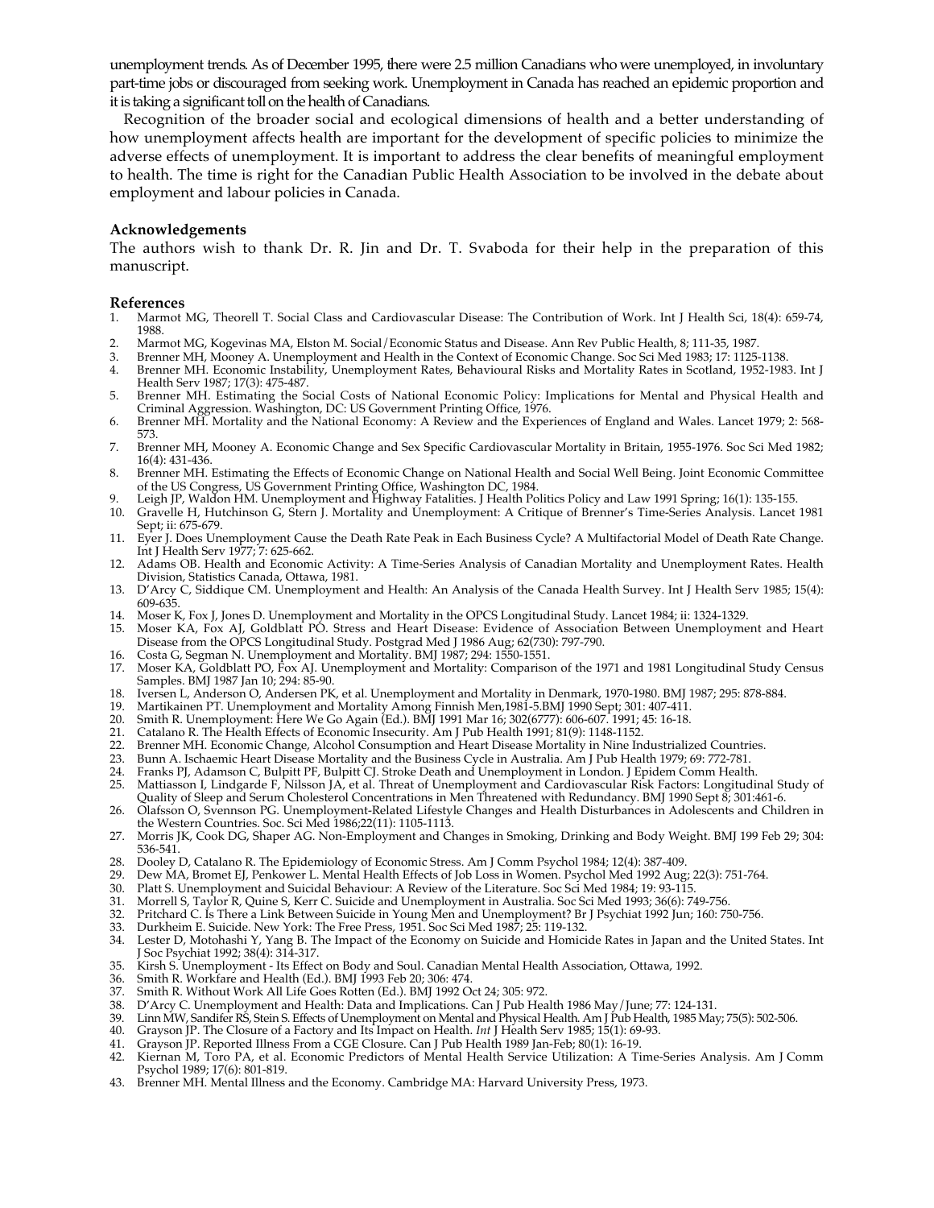unemployment trends. As of December 1995, there were 2.5 million Canadians who were unemployed, in involuntary part-time jobs or discouraged from seeking work. Unemployment in Canada has reached an epidemic proportion and it is taking a significant toll on the health of Canadians.

Recognition of the broader social and ecological dimensions of health and a better understanding of how unemployment affects health are important for the development of specific policies to minimize the adverse effects of unemployment. It is important to address the clear benefits of meaningful employment to health. The time is right for the Canadian Public Health Association to be involved in the debate about employment and labour policies in Canada.

### Acknowledgements

The authors wish to thank Dr. R. Jin and Dr. T. Svaboda for their help in the preparation of this manuscript.

### References

1. Marmot MG, Theorell T. Social Class and Cardiovascular Disease: The Contribution of Work. Int J Health Sci, 18(4): 659-74, 1988.
2. Marmot MG, Kogevinas MA, Elston M. Social/Economic Status and Disease. Ann Rev Public Health, 8; 111-35, 1987.
3. Brenner MH, Mooney A. Unemployment and Health in the Context of Economic Change. Soc Sci Med 1983; 17: 1125-1138.
4. Brenner MH. Economic Instability, Unemployment Rates, Behavioural Risks and Mortality Rates in Scotland, 1952-1983. Int J Health Serv 1987; 17(3): 475-487.
5. Brenner MH. Estimating the Social Costs of National Economic Policy: Implications for Mental and Physical Health and Criminal Aggression. Washington, DC: US Government Printing Office, 1976.
6. Brenner MH. Mortality and the National Economy: A Review and the Experiences of England and Wales. Lancet 1979; 2: 568-573.
7. Brenner MH, Mooney A. Economic Change and Sex Specific Cardiovascular Mortality in Britain, 1955-1976. Soc Sci Med 1982; 16(4): 431-436.
8. Brenner MH. Estimating the Effects of Economic Change on National Health and Social Well Being. Joint Economic Committee of the US Congress, US Government Printing Office, Washington DC, 1984.
9. Leigh JP, Waldon HM. Unemployment and Highway Fatalities. J Health Politics Policy and Law 1991 Spring; 16(1): 135-155.
10. Gravelle H, Hutchinson G, Stern J. Mortality and Unemployment: A Critique of Brenner's Time-Series Analysis. Lancet 1981 Sept; ii: 675-679.
11. Eyer J. Does Unemployment Cause the Death Rate Peak in Each Business Cycle? A Multifactorial Model of Death Rate Change. Int J Health Serv 1977; 7: 625-662.
12. Adams OB. Health and Economic Activity: A Time-Series Analysis of Canadian Mortality and Unemployment Rates. Health Division, Statistics Canada, Ottawa, 1981.
13. D'Arcy C, Siddique CM. Unemployment and Health: An Analysis of the Canada Health Survey. Int J Health Serv 1985; 15(4): 609-635.
14. Moser K, Fox J, Jones D. Unemployment and Mortality in the OPCS Longitudinal Study. Lancet 1984; ii: 1324-1329.
15. Moser KA, Fox AJ, Goldblatt PO. Stress and Heart Disease: Evidence of Association Between Unemployment and Heart Disease from the OPCS Longitudinal Study. Postgrad Med J 1986 Aug; 62(730): 797-790.
16. Costa G, Segman N. Unemployment and Mortality. BMJ 1987; 294: 1550-1551.
17. Moser KA, Goldblatt PO, Fox AJ. Unemployment and Mortality: Comparison of the 1971 and 1981 Longitudinal Study Census Samples. BMJ 1987 Jan 10; 294: 85-90.
18. Iversen L, Anderson O, Andersen PK, et al. Unemployment and Mortality in Denmark, 1970-1980. BMJ 1987; 295: 878-884.
19. Martikainen PT. Unemployment and Mortality Among Finnish Men,1981-5.BMJ 1990 Sept; 301: 407-411.
20. Smith R. Unemployment: Here We Go Again (Ed.). BMJ 1991 Mar 16; 302(6777): 606-607. 1991; 45: 16-18.
21. Catalano R. The Health Effects of Economic Insecurity. Am J Pub Health 1991; 81(9): 1148-1152.
22. Brenner MH. Economic Change, Alcohol Consumption and Heart Disease Mortality in Nine Industrialized Countries.
23. Bunn A. Ischaemic Heart Disease Mortality and the Business Cycle in Australia. Am J Pub Health 1979; 69: 772-781.
24. Franks PJ, Adamson C, Bulpitt PF, Bulpitt CJ. Stroke Death and Unemployment in London. J Epidem Comm Health.
25. Mattiasson I, Lindgarde F, Nilsson JA, et al. Threat of Unemployment and Cardiovascular Risk Factors: Longitudinal Study of Quality of Sleep and Serum Cholesterol Concentrations in Men Threatened with Redundancy. BMJ 1990 Sept 8; 301:461-6.
26. Olafsson O, Svennson PG. Unemployment-Related Lifestyle Changes and Health Disturbances in Adolescents and Children in the Western Countries. Soc. Sci Med 1986;22(11): 1105-1113.
27. Morris JK, Cook DG, Shaper AG. Non-Employment and Changes in Smoking, Drinking and Body Weight. BMJ 199 Feb 29; 304: 536-541.
28. Dooley D, Catalano R. The Epidemiology of Economic Stress. Am J Comm Psychol 1984; 12(4): 387-409.
29. Dew MA, Bromet EJ, Penkower L. Mental Health Effects of Job Loss in Women. Psychol Med 1992 Aug; 22(3): 751-764.
30. Platt S. Unemployment and Suicidal Behaviour: A Review of the Literature. Soc Sci Med 1984; 19: 93-115.
31. Morrell S, Taylor R, Quine S, Kerr C. Suicide and Unemployment in Australia. Soc Sci Med 1993; 36(6): 749-756.
32. Pritchard C. Is There a Link Between Suicide in Young Men and Unemployment? Br J Psychiat 1992 Jun; 160: 750-756.
33. Durkheim E. Suicide. New York: The Free Press, 1951. Soc Sci Med 1987; 25: 119-132.
34. Lester D, Motohashi Y, Yang B. The Impact of the Economy on Suicide and Homicide Rates in Japan and the United States. Int J Soc Psychiat 1992; 38(4): 314-317.
35. Kirsh S. Unemployment - Its Effect on Body and Soul. Canadian Mental Health Association, Ottawa, 1992.
36. Smith R. Workfare and Health (Ed.). BMJ 1993 Feb 20; 306: 474.
37. Smith R. Without Work All Life Goes Rotten (Ed.). BMJ 1992 Oct 24; 305: 972.
38. D'Arcy C. Unemployment and Health: Data and Implications. Can J Pub Health 1986 May/June; 77: 124-131.
39. Linn MW, Sandifer RS, Stein S. Effects of Unemployment on Mental and Physical Health. Am J Pub Health, 1985 May; 75(5): 502-506.
40. Grayson JP. The Closure of a Factory and Its Impact on Health. *Int* J Health Serv 1985; 15(1): 69-93.
41. Grayson JP. Reported Illness From a CGE Closure. Can J Pub Health 1989 Jan-Feb; 80(1): 16-19.
42. Kiernan M, Toro PA, et al. Economic Predictors of Mental Health Service Utilization: A Time-Series Analysis. Am J Comm Psychol 1989; 17(6): 801-819.
43. Brenner MH. Mental Illness and the Economy. Cambridge MA: Harvard University Press, 1973.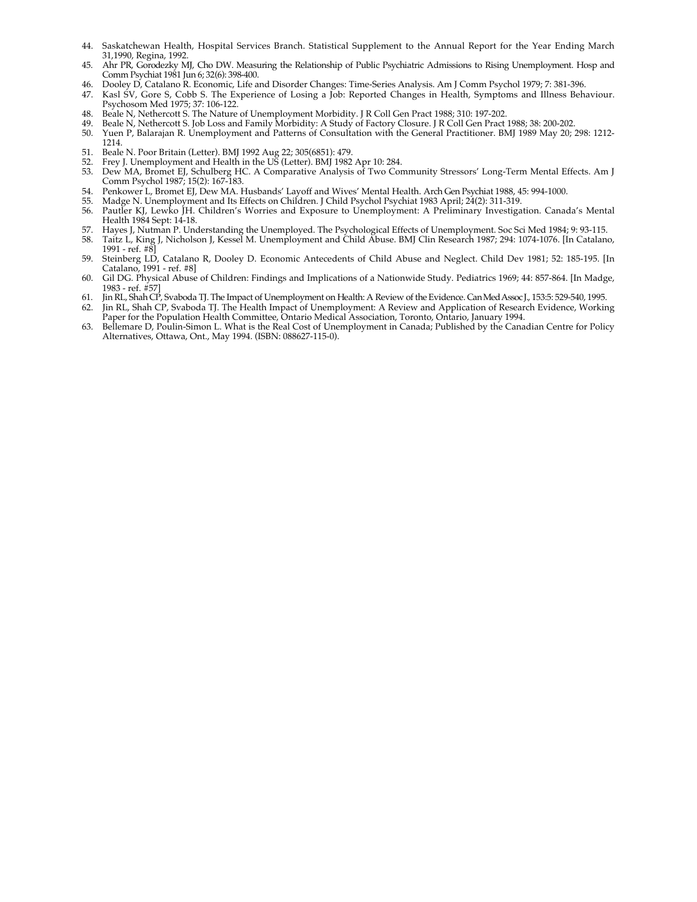44. Saskatchewan Health, Hospital Services Branch. Statistical Supplement to the Annual Report for the Year Ending March 31,1990, Regina, 1992.
45. Ahr PR, Gorodezky MJ, Cho DW. Measuring the Relationship of Public Psychiatric Admissions to Rising Unemployment. Hosp and Comm Psychiat 1981 Jun 6; 32(6): 398-400.
46. Dooley D, Catalano R. Economic, Life and Disorder Changes: Time-Series Analysis. Am J Comm Psychol 1979; 7: 381-396.
47. Kasl SV, Gore S, Cobb S. The Experience of Losing a Job: Reported Changes in Health, Symptoms and Illness Behaviour. Psychosom Med 1975; 37: 106-122.
48. Beale N, Nethercott S. The Nature of Unemployment Morbidity. J R Coll Gen Pract 1988; 310: 197-202.
49. Beale N, Nethercott S. Job Loss and Family Morbidity: A Study of Factory Closure. J R Coll Gen Pract 1988; 38: 200-202.
50. Yuen P, Balarajan R. Unemployment and Patterns of Consultation with the General Practitioner. BMJ 1989 May 20; 298: 1212-1214.
51. Beale N. Poor Britain (Letter). BMJ 1992 Aug 22; 305(6851): 479.
52. Frey J. Unemployment and Health in the US (Letter). BMJ 1982 Apr 10: 284.
53. Dew MA, Bromet EJ, Schulberg HC. A Comparative Analysis of Two Community Stressors' Long-Term Mental Effects. Am J Comm Psychol 1987; 15(2): 167-183.
54. Penkower L, Bromet EJ, Dew MA. Husbands' Layoff and Wives' Mental Health. Arch Gen Psychiat 1988, 45: 994-1000.
55. Madge N. Unemployment and Its Effects on Children. J Child Psychol Psychiat 1983 April; 24(2): 311-319.
56. Pautler KJ, Lewko JH. Children's Worries and Exposure to Unemployment: A Preliminary Investigation. Canada's Mental Health 1984 Sept: 14-18.
57. Hayes J, Nutman P. Understanding the Unemployed. The Psychological Effects of Unemployment. Soc Sci Med 1984; 9: 93-115.
58. Taitz L, King J, Nicholson J, Kessel M. Unemployment and Child Abuse. BMJ Clin Research 1987; 294: 1074-1076. [In Catalano, 1991 - ref. #8]
59. Steinberg LD, Catalano R, Dooley D. Economic Antecedents of Child Abuse and Neglect. Child Dev 1981; 52: 185-195. [In Catalano, 1991 - ref. #8]
60. Gil DG. Physical Abuse of Children: Findings and Implications of a Nationwide Study. Pediatrics 1969; 44: 857-864. [In Madge, 1983 - ref. #57]
61. Jin RL, Shah CP, Svaboda TJ. The Impact of Unemployment on Health: A Review of the Evidence. Can Med Assoc J., 153:5: 529-540, 1995.
62. Jin RL, Shah CP, Svaboda TJ. The Health Impact of Unemployment: A Review and Application of Research Evidence, Working Paper for the Population Health Committee, Ontario Medical Association, Toronto, Ontario, January 1994.
63. Bellemare D, Poulin-Simon L. What is the Real Cost of Unemployment in Canada; Published by the Canadian Centre for Policy Alternatives, Ottawa, Ont., May 1994. (ISBN: 088627-115-0).